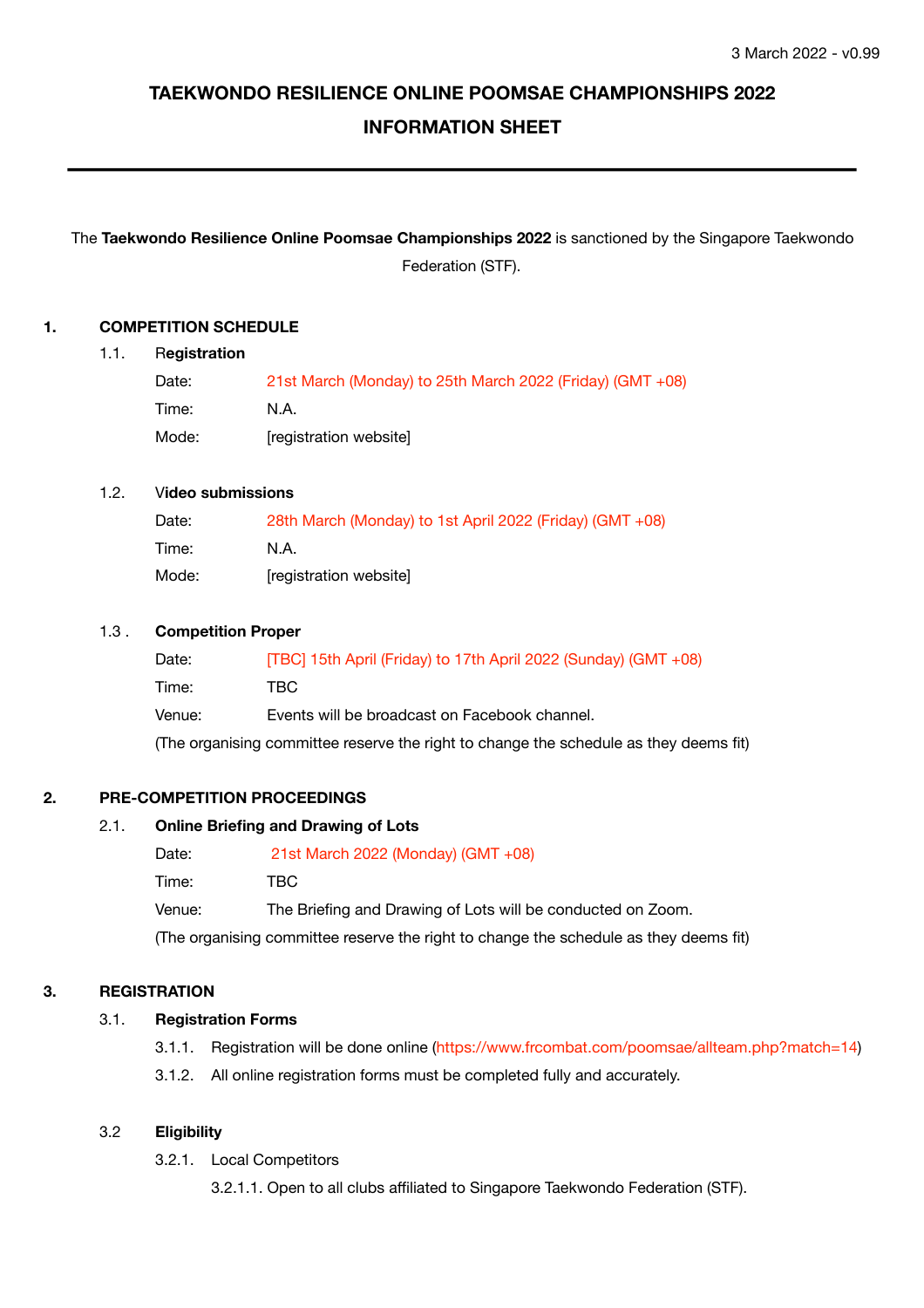3 March 2022 - v0.99

# TAEKWONDO RESILIENCE ONLINE POOMSAE CHAMPIONSHIPS 2022

# INFORMATION SHEET

---

The **Taekwondo Resilience Online Poomsae Championships 2022** is sanctioned by the Singapore Taekwondo Federation (STF).

## 1. COMPETITION SCHEDULE

### 1.1. Registration

Date: 21st March (Monday) to 25th March 2022 (Friday) (GMT +08)

Time: N.A.

Mode: [registration website]

### 1.2. Video submissions

Date: 28th March (Monday) to 1st April 2022 (Friday) (GMT +08)

Time: N.A.

Mode: [registration website]

### 1.3 . Competition Proper

Date: [TBC] 15th April (Friday) to 17th April 2022 (Sunday) (GMT +08)

Time: TBC

Venue: Events will be broadcast on Facebook channel.

(The organising committee reserve the right to change the schedule as they deems fit)

## 2. PRE-COMPETITION PROCEEDINGS

### 2.1. Online Briefing and Drawing of Lots

Date: 21st March 2022 (Monday) (GMT +08)

Time: TBC

Venue: The Briefing and Drawing of Lots will be conducted on Zoom.

(The organising committee reserve the right to change the schedule as they deems fit)

## 3. REGISTRATION

### 3.1. Registration Forms

3.1.1. Registration will be done online (https://www.frcombat.com/poomsae/allteam.php?match=14)

3.1.2. All online registration forms must be completed fully and accurately.

### 3.2 Eligibility

3.2.1. Local Competitors

3.2.1.1. Open to all clubs affiliated to Singapore Taekwondo Federation (STF).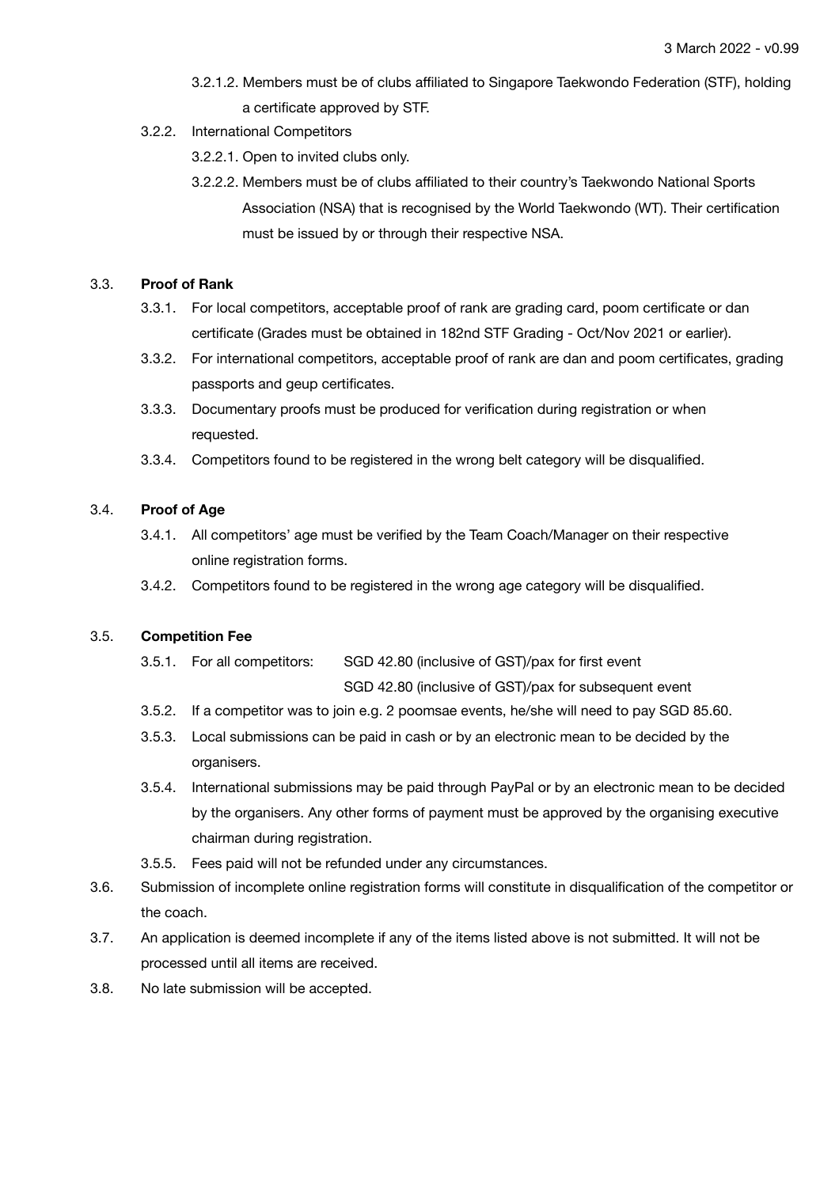3.2.1.2. Members must be of clubs affiliated to Singapore Taekwondo Federation (STF), holding a certificate approved by STF.

3.2.2. International Competitors

3.2.2.1. Open to invited clubs only.

3.2.2.2. Members must be of clubs affiliated to their country's Taekwondo National Sports Association (NSA) that is recognised by the World Taekwondo (WT). Their certification must be issued by or through their respective NSA.

3.3. **Proof of Rank**

3.3.1. For local competitors, acceptable proof of rank are grading card, poom certificate or dan certificate (Grades must be obtained in 182nd STF Grading - Oct/Nov 2021 or earlier).

3.3.2. For international competitors, acceptable proof of rank are dan and poom certificates, grading passports and geup certificates.

3.3.3. Documentary proofs must be produced for verification during registration or when requested.

3.3.4. Competitors found to be registered in the wrong belt category will be disqualified.

3.4. **Proof of Age**

3.4.1. All competitors' age must be verified by the Team Coach/Manager on their respective online registration forms.

3.4.2. Competitors found to be registered in the wrong age category will be disqualified.

3.5. **Competition Fee**

3.5.1. For all competitors: SGD 42.80 (inclusive of GST)/pax for first event
SGD 42.80 (inclusive of GST)/pax for subsequent event

3.5.2. If a competitor was to join e.g. 2 poomsae events, he/she will need to pay SGD 85.60.

3.5.3. Local submissions can be paid in cash or by an electronic mean to be decided by the organisers.

3.5.4. International submissions may be paid through PayPal or by an electronic mean to be decided by the organisers. Any other forms of payment must be approved by the organising executive chairman during registration.

3.5.5. Fees paid will not be refunded under any circumstances.

3.6. Submission of incomplete online registration forms will constitute in disqualification of the competitor or the coach.

3.7. An application is deemed incomplete if any of the items listed above is not submitted. It will not be processed until all items are received.

3.8. No late submission will be accepted.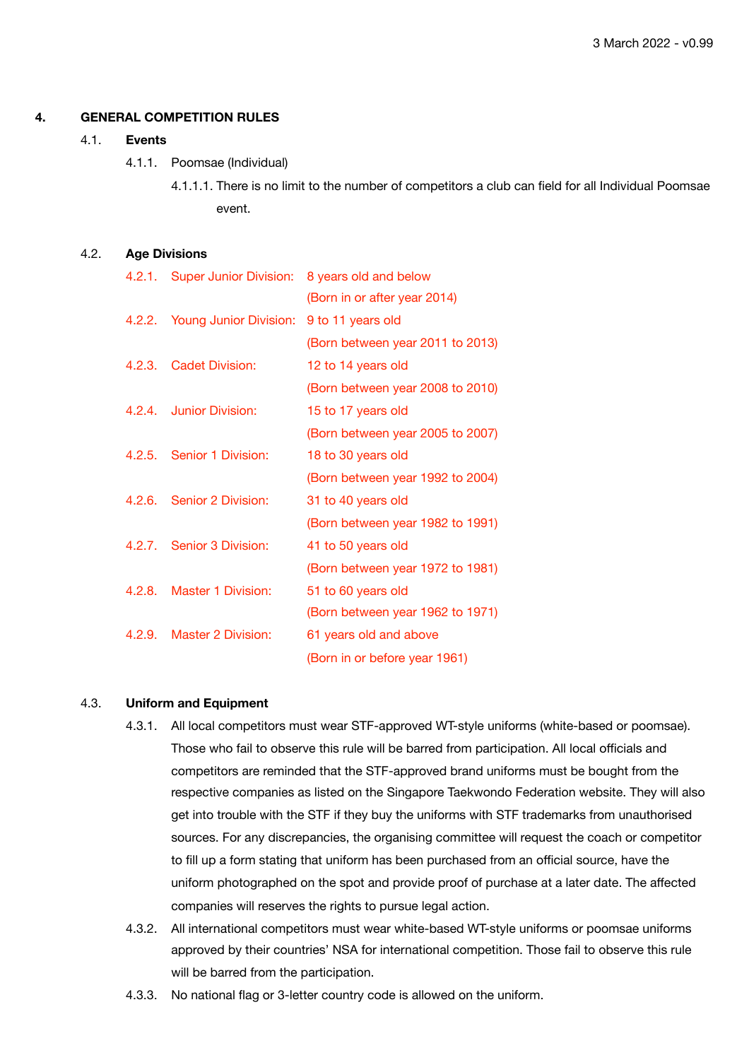## 4. GENERAL COMPETITION RULES

### 4.1. Events

4.1.1. Poomsae (Individual)

4.1.1.1. There is no limit to the number of competitors a club can field for all Individual Poomsae event.

### 4.2. Age Divisions

4.2.1. Super Junior Division: 8 years old and below (Born in or after year 2014)

4.2.2. Young Junior Division: 9 to 11 years old (Born between year 2011 to 2013)

4.2.3. Cadet Division: 12 to 14 years old (Born between year 2008 to 2010)

4.2.4. Junior Division: 15 to 17 years old (Born between year 2005 to 2007)

4.2.5. Senior 1 Division: 18 to 30 years old (Born between year 1992 to 2004)

4.2.6. Senior 2 Division: 31 to 40 years old (Born between year 1982 to 1991)

4.2.7. Senior 3 Division: 41 to 50 years old (Born between year 1972 to 1981)

4.2.8. Master 1 Division: 51 to 60 years old (Born between year 1962 to 1971)

4.2.9. Master 2 Division: 61 years old and above (Born in or before year 1961)

### 4.3. Uniform and Equipment

4.3.1. All local competitors must wear STF-approved WT-style uniforms (white-based or poomsae). Those who fail to observe this rule will be barred from participation. All local officials and competitors are reminded that the STF-approved brand uniforms must be bought from the respective companies as listed on the Singapore Taekwondo Federation website. They will also get into trouble with the STF if they buy the uniforms with STF trademarks from unauthorised sources. For any discrepancies, the organising committee will request the coach or competitor to fill up a form stating that uniform has been purchased from an official source, have the uniform photographed on the spot and provide proof of purchase at a later date. The affected companies will reserves the rights to pursue legal action.

4.3.2. All international competitors must wear white-based WT-style uniforms or poomsae uniforms approved by their countries' NSA for international competition. Those fail to observe this rule will be barred from the participation.

4.3.3. No national flag or 3-letter country code is allowed on the uniform.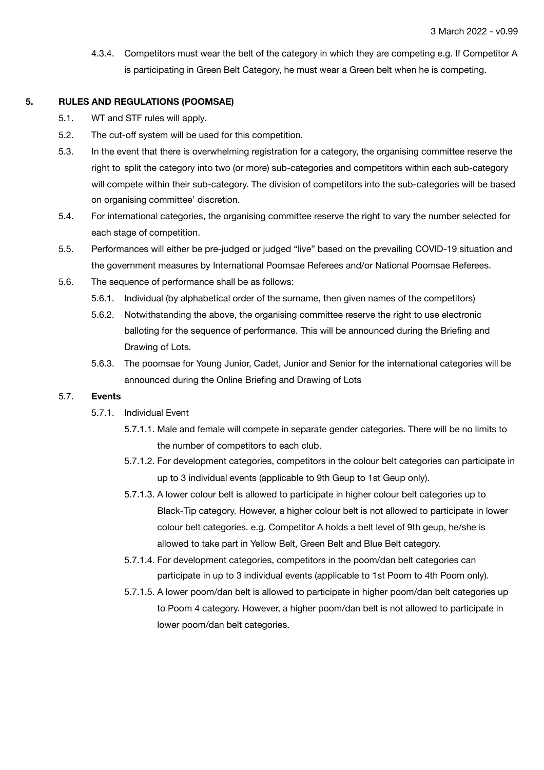4.3.4. Competitors must wear the belt of the category in which they are competing e.g. If Competitor A is participating in Green Belt Category, he must wear a Green belt when he is competing.

## 5. RULES AND REGULATIONS (POOMSAE)

5.1. WT and STF rules will apply.

5.2. The cut-off system will be used for this competition.

5.3. In the event that there is overwhelming registration for a category, the organising committee reserve the right to split the category into two (or more) sub-categories and competitors within each sub-category will compete within their sub-category. The division of competitors into the sub-categories will be based on organising committee' discretion.

5.4. For international categories, the organising committee reserve the right to vary the number selected for each stage of competition.

5.5. Performances will either be pre-judged or judged "live" based on the prevailing COVID-19 situation and the government measures by International Poomsae Referees and/or National Poomsae Referees.

5.6. The sequence of performance shall be as follows:

5.6.1. Individual (by alphabetical order of the surname, then given names of the competitors)

5.6.2. Notwithstanding the above, the organising committee reserve the right to use electronic balloting for the sequence of performance. This will be announced during the Briefing and Drawing of Lots.

5.6.3. The poomsae for Young Junior, Cadet, Junior and Senior for the international categories will be announced during the Online Briefing and Drawing of Lots

5.7. **Events**

5.7.1. Individual Event

5.7.1.1. Male and female will compete in separate gender categories. There will be no limits to the number of competitors to each club.

5.7.1.2. For development categories, competitors in the colour belt categories can participate in up to 3 individual events (applicable to 9th Geup to 1st Geup only).

5.7.1.3. A lower colour belt is allowed to participate in higher colour belt categories up to Black-Tip category. However, a higher colour belt is not allowed to participate in lower colour belt categories. e.g. Competitor A holds a belt level of 9th geup, he/she is allowed to take part in Yellow Belt, Green Belt and Blue Belt category.

5.7.1.4. For development categories, competitors in the poom/dan belt categories can participate in up to 3 individual events (applicable to 1st Poom to 4th Poom only).

5.7.1.5. A lower poom/dan belt is allowed to participate in higher poom/dan belt categories up to Poom 4 category. However, a higher poom/dan belt is not allowed to participate in lower poom/dan belt categories.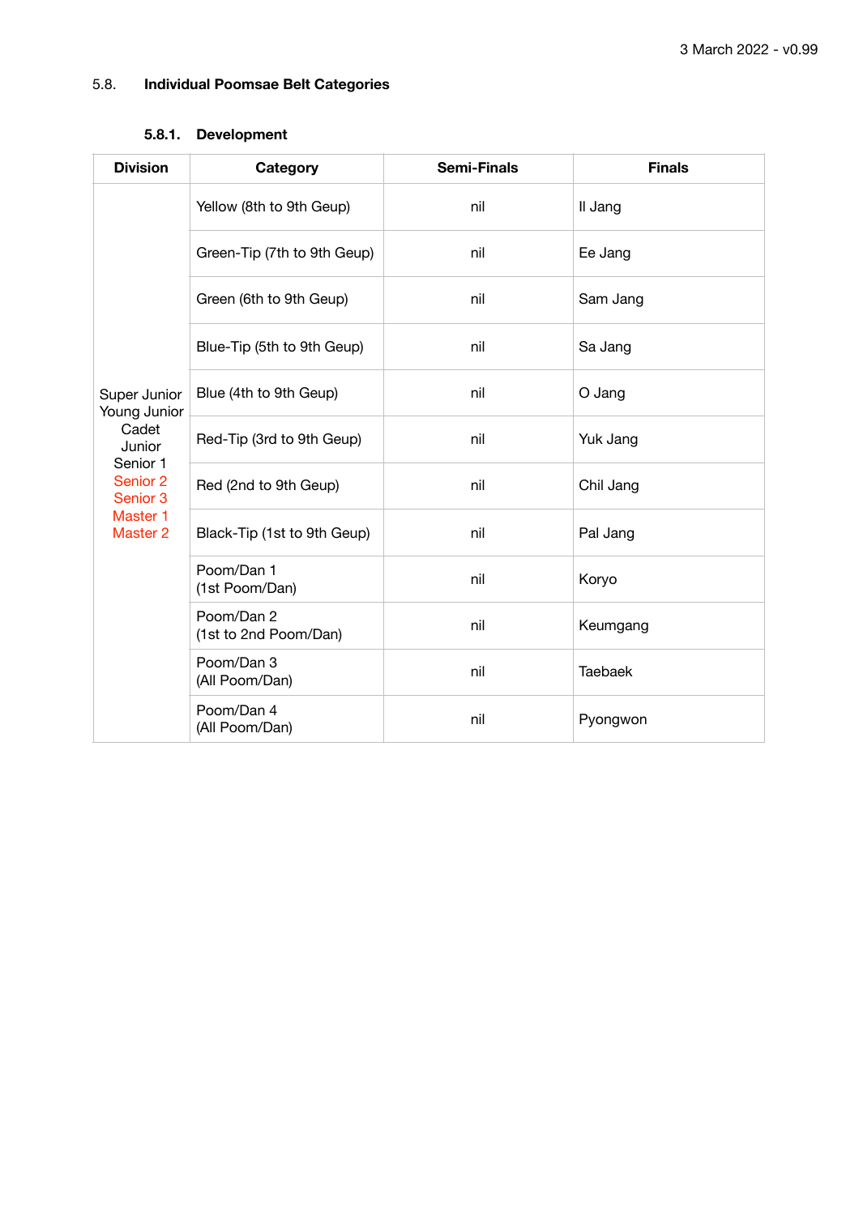## 5.8. Individual Poomsae Belt Categories

### 5.8.1. Development

| Division | Category | Semi-Finals | Finals |
|---|---|---|---|
| Super Junior<br>Young Junior<br>Cadet<br>Junior<br>Senior 1<br>Senior 2<br>Senior 3<br>Master 1<br>Master 2 | Yellow (8th to 9th Geup) | nil | Il Jang |
| | Green-Tip (7th to 9th Geup) | nil | Ee Jang |
| | Green (6th to 9th Geup) | nil | Sam Jang |
| | Blue-Tip (5th to 9th Geup) | nil | Sa Jang |
| | Blue (4th to 9th Geup) | nil | O Jang |
| | Red-Tip (3rd to 9th Geup) | nil | Yuk Jang |
| | Red (2nd to 9th Geup) | nil | Chil Jang |
| | Black-Tip (1st to 9th Geup) | nil | Pal Jang |
| | Poom/Dan 1<br>(1st Poom/Dan) | nil | Koryo |
| | Poom/Dan 2<br>(1st to 2nd Poom/Dan) | nil | Keumgang |
| | Poom/Dan 3<br>(All Poom/Dan) | nil | Taebaek |
| | Poom/Dan 4<br>(All Poom/Dan) | nil | Pyongwon |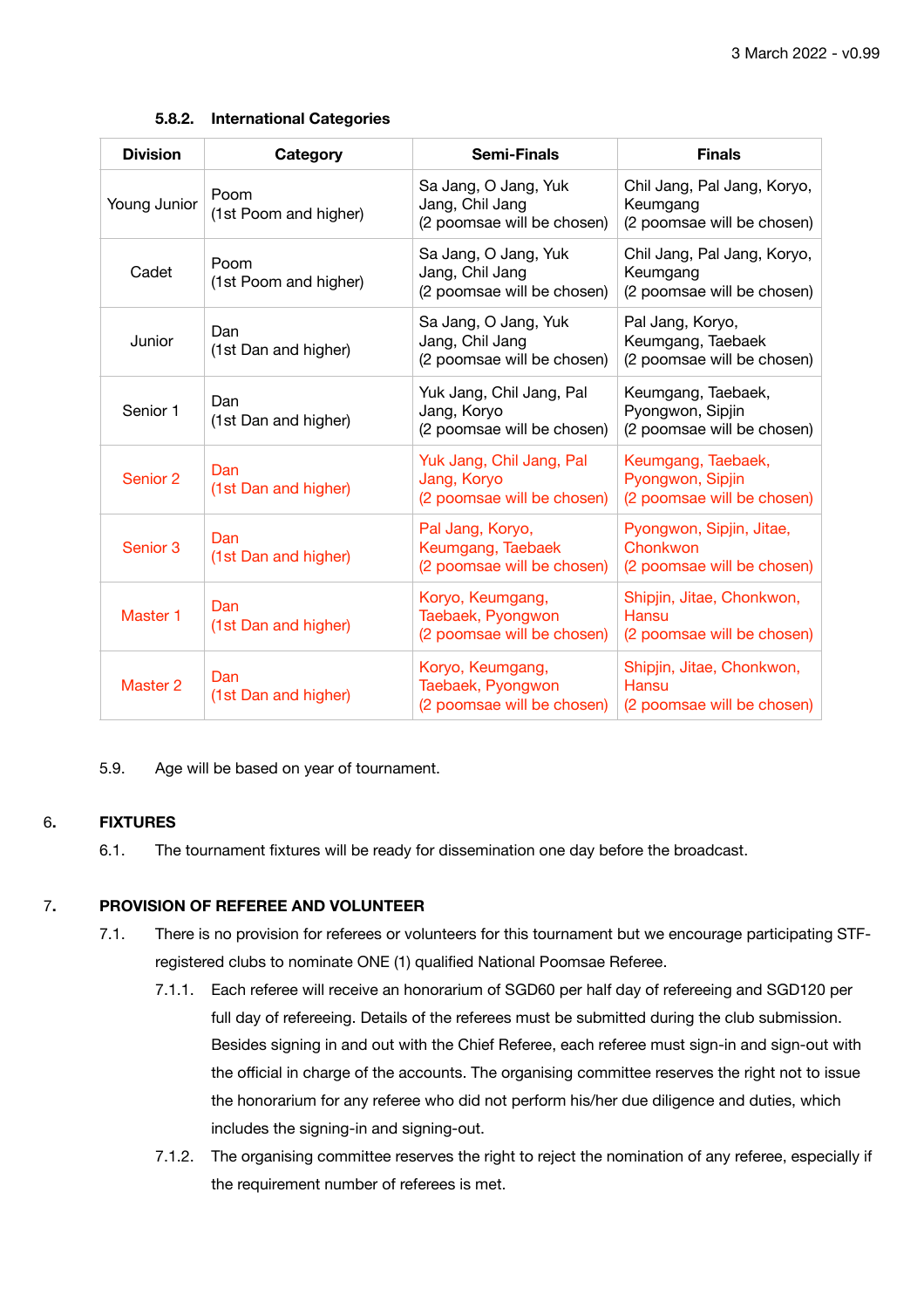3 March 2022 - v0.99

#### 5.8.2. International Categories

| Division | Category | Semi-Finals | Finals |
|---|---|---|---|
| Young Junior | Poom (1st Poom and higher) | Sa Jang, O Jang, Yuk Jang, Chil Jang (2 poomsae will be chosen) | Chil Jang, Pal Jang, Koryo, Keumgang (2 poomsae will be chosen) |
| Cadet | Poom (1st Poom and higher) | Sa Jang, O Jang, Yuk Jang, Chil Jang (2 poomsae will be chosen) | Chil Jang, Pal Jang, Koryo, Keumgang (2 poomsae will be chosen) |
| Junior | Dan (1st Dan and higher) | Sa Jang, O Jang, Yuk Jang, Chil Jang (2 poomsae will be chosen) | Pal Jang, Koryo, Keumgang, Taebaek (2 poomsae will be chosen) |
| Senior 1 | Dan (1st Dan and higher) | Yuk Jang, Chil Jang, Pal Jang, Koryo (2 poomsae will be chosen) | Keumgang, Taebaek, Pyongwon, Sipjin (2 poomsae will be chosen) |
| Senior 2 | Dan (1st Dan and higher) | Yuk Jang, Chil Jang, Pal Jang, Koryo (2 poomsae will be chosen) | Keumgang, Taebaek, Pyongwon, Sipjin (2 poomsae will be chosen) |
| Senior 3 | Dan (1st Dan and higher) | Pal Jang, Koryo, Keumgang, Taebaek (2 poomsae will be chosen) | Pyongwon, Sipjin, Jitae, Chonkwon (2 poomsae will be chosen) |
| Master 1 | Dan (1st Dan and higher) | Koryo, Keumgang, Taebaek, Pyongwon (2 poomsae will be chosen) | Shipjin, Jitae, Chonkwon, Hansu (2 poomsae will be chosen) |
| Master 2 | Dan (1st Dan and higher) | Koryo, Keumgang, Taebaek, Pyongwon (2 poomsae will be chosen) | Shipjin, Jitae, Chonkwon, Hansu (2 poomsae will be chosen) |

5.9. Age will be based on year of tournament.

## 6. FIXTURES

6.1. The tournament fixtures will be ready for dissemination one day before the broadcast.

## 7. PROVISION OF REFEREE AND VOLUNTEER

7.1. There is no provision for referees or volunteers for this tournament but we encourage participating STF-registered clubs to nominate ONE (1) qualified National Poomsae Referee.

7.1.1. Each referee will receive an honorarium of SGD60 per half day of refereeing and SGD120 per full day of refereeing. Details of the referees must be submitted during the club submission. Besides signing in and out with the Chief Referee, each referee must sign-in and sign-out with the official in charge of the accounts. The organising committee reserves the right not to issue the honorarium for any referee who did not perform his/her due diligence and duties, which includes the signing-in and signing-out.

7.1.2. The organising committee reserves the right to reject the nomination of any referee, especially if the requirement number of referees is met.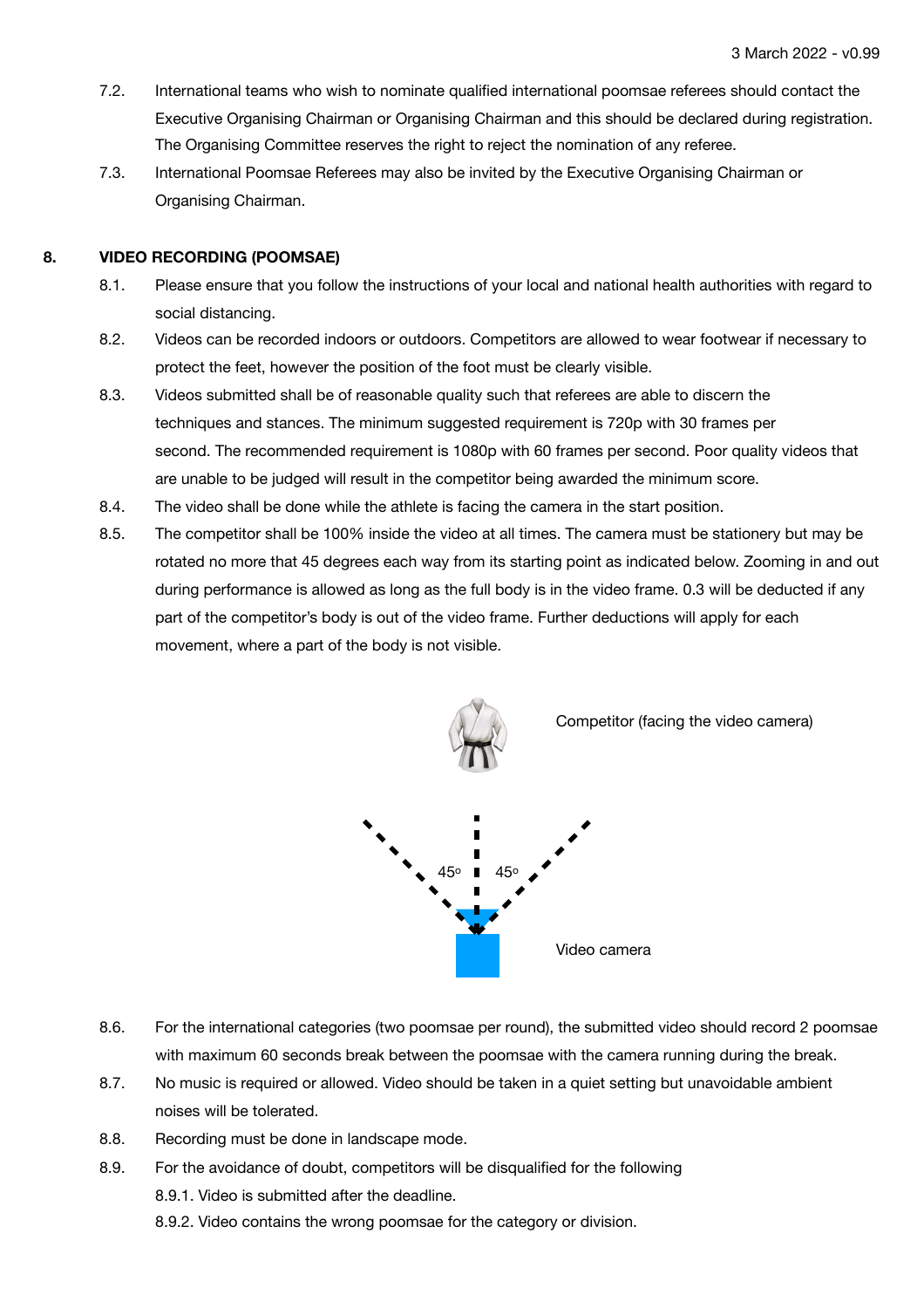7.2. International teams who wish to nominate qualified international poomsae referees should contact the Executive Organising Chairman or Organising Chairman and this should be declared during registration. The Organising Committee reserves the right to reject the nomination of any referee.

7.3. International Poomsae Referees may also be invited by the Executive Organising Chairman or Organising Chairman.

## 8. VIDEO RECORDING (POOMSAE)

8.1. Please ensure that you follow the instructions of your local and national health authorities with regard to social distancing.

8.2. Videos can be recorded indoors or outdoors. Competitors are allowed to wear footwear if necessary to protect the feet, however the position of the foot must be clearly visible.

8.3. Videos submitted shall be of reasonable quality such that referees are able to discern the techniques and stances. The minimum suggested requirement is 720p with 30 frames per second. The recommended requirement is 1080p with 60 frames per second. Poor quality videos that are unable to be judged will result in the competitor being awarded the minimum score.

8.4. The video shall be done while the athlete is facing the camera in the start position.

8.5. The competitor shall be 100% inside the video at all times. The camera must be stationery but may be rotated no more that 45 degrees each way from its starting point as indicated below. Zooming in and out during performance is allowed as long as the full body is in the video frame. 0.3 will be deducted if any part of the competitor's body is out of the video frame. Further deductions will apply for each movement, where a part of the body is not visible.

Competitor (facing the video camera)

45° 45°

Video camera

8.6. For the international categories (two poomsae per round), the submitted video should record 2 poomsae with maximum 60 seconds break between the poomsae with the camera running during the break.

8.7. No music is required or allowed. Video should be taken in a quiet setting but unavoidable ambient noises will be tolerated.

8.8. Recording must be done in landscape mode.

8.9. For the avoidance of doubt, competitors will be disqualified for the following

8.9.1. Video is submitted after the deadline.

8.9.2. Video contains the wrong poomsae for the category or division.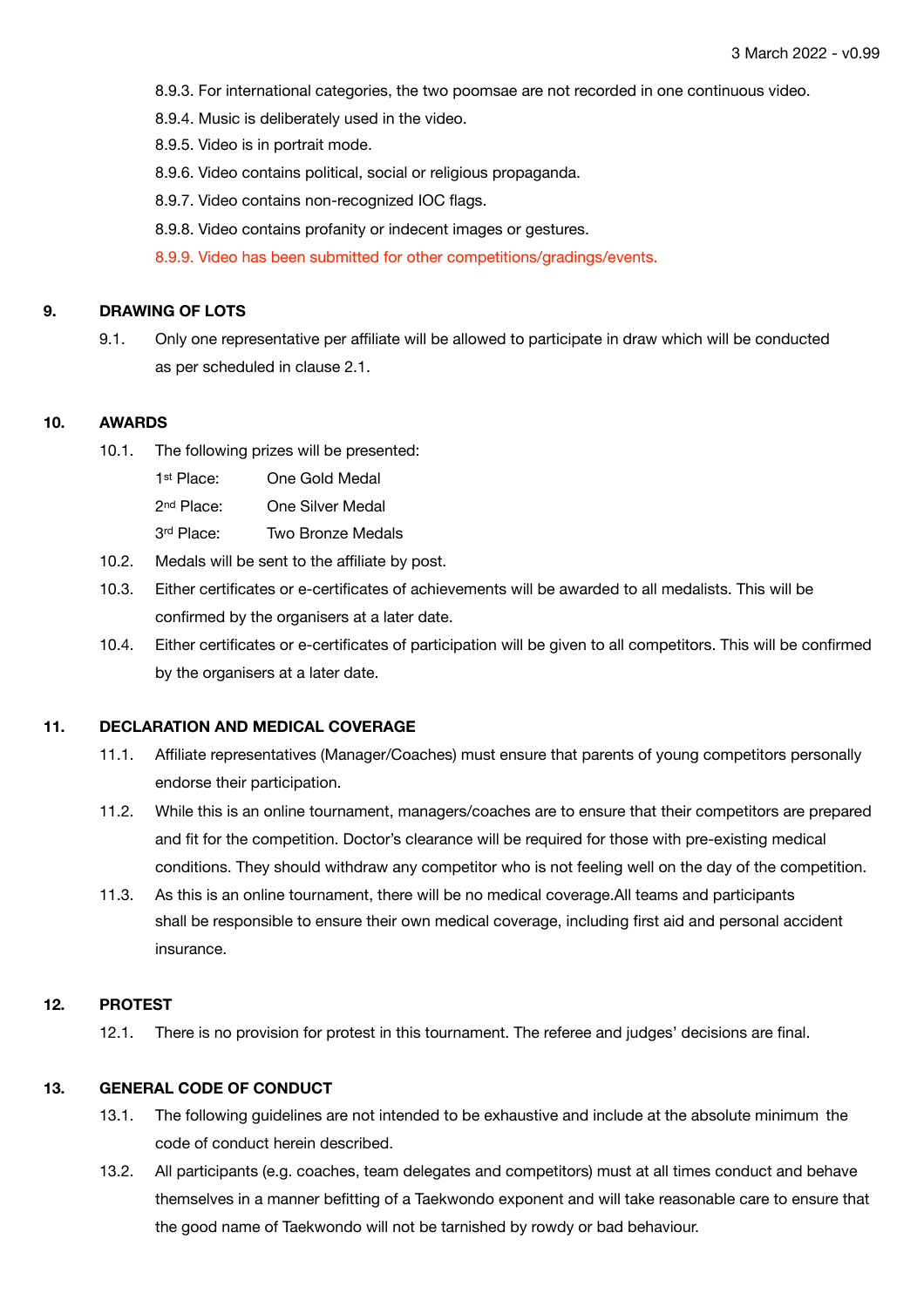8.9.3. For international categories, the two poomsae are not recorded in one continuous video.

8.9.4. Music is deliberately used in the video.

8.9.5. Video is in portrait mode.

8.9.6. Video contains political, social or religious propaganda.

8.9.7. Video contains non-recognized IOC flags.

8.9.8. Video contains profanity or indecent images or gestures.

8.9.9. Video has been submitted for other competitions/gradings/events.

## 9. DRAWING OF LOTS

9.1. Only one representative per affiliate will be allowed to participate in draw which will be conducted as per scheduled in clause 2.1.

## 10. AWARDS

10.1. The following prizes will be presented:

| | |
|---|---|
| 1st Place: | One Gold Medal |
| 2nd Place: | One Silver Medal |
| 3rd Place: | Two Bronze Medals |

10.2. Medals will be sent to the affiliate by post.

10.3. Either certificates or e-certificates of achievements will be awarded to all medalists. This will be confirmed by the organisers at a later date.

10.4. Either certificates or e-certificates of participation will be given to all competitors. This will be confirmed by the organisers at a later date.

## 11. DECLARATION AND MEDICAL COVERAGE

11.1. Affiliate representatives (Manager/Coaches) must ensure that parents of young competitors personally endorse their participation.

11.2. While this is an online tournament, managers/coaches are to ensure that their competitors are prepared and fit for the competition. Doctor's clearance will be required for those with pre-existing medical conditions. They should withdraw any competitor who is not feeling well on the day of the competition.

11.3. As this is an online tournament, there will be no medical coverage.All teams and participants shall be responsible to ensure their own medical coverage, including first aid and personal accident insurance.

## 12. PROTEST

12.1. There is no provision for protest in this tournament. The referee and judges' decisions are final.

## 13. GENERAL CODE OF CONDUCT

13.1. The following guidelines are not intended to be exhaustive and include at the absolute minimum the code of conduct herein described.

13.2. All participants (e.g. coaches, team delegates and competitors) must at all times conduct and behave themselves in a manner befitting of a Taekwondo exponent and will take reasonable care to ensure that the good name of Taekwondo will not be tarnished by rowdy or bad behaviour.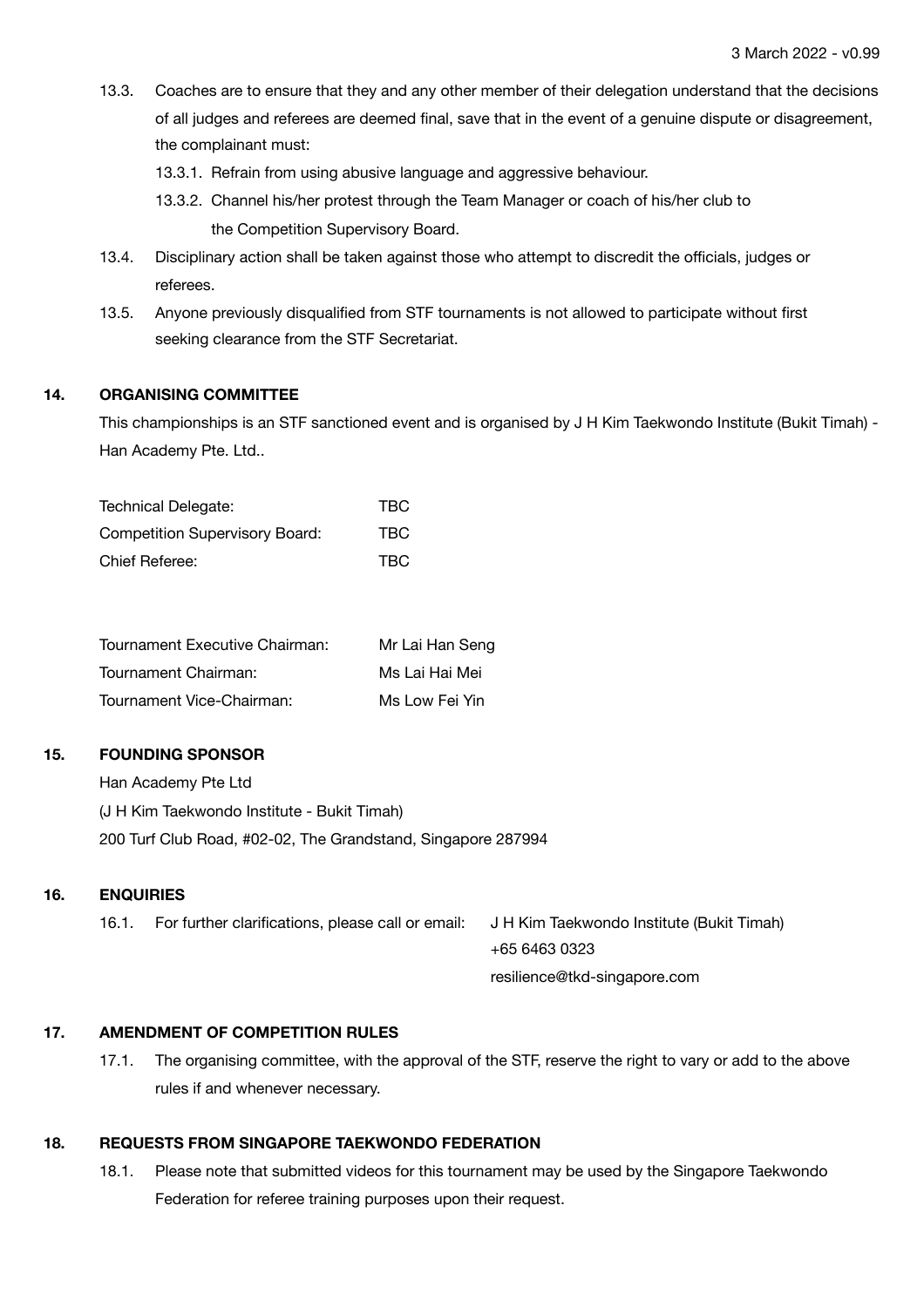13.3. Coaches are to ensure that they and any other member of their delegation understand that the decisions of all judges and referees are deemed final, save that in the event of a genuine dispute or disagreement, the complainant must:

- 13.3.1. Refrain from using abusive language and aggressive behaviour.
- 13.3.2. Channel his/her protest through the Team Manager or coach of his/her club to the Competition Supervisory Board.

13.4. Disciplinary action shall be taken against those who attempt to discredit the officials, judges or referees.

13.5. Anyone previously disqualified from STF tournaments is not allowed to participate without first seeking clearance from the STF Secretariat.

## 14. ORGANISING COMMITTEE

This championships is an STF sanctioned event and is organised by J H Kim Taekwondo Institute (Bukit Timah) - Han Academy Pte. Ltd..

| | |
|---|---|
| Technical Delegate: | TBC |
| Competition Supervisory Board: | TBC |
| Chief Referee: | TBC |

| | |
|---|---|
| Tournament Executive Chairman: | Mr Lai Han Seng |
| Tournament Chairman: | Ms Lai Hai Mei |
| Tournament Vice-Chairman: | Ms Low Fei Yin |

## 15. FOUNDING SPONSOR

Han Academy Pte Ltd
(J H Kim Taekwondo Institute - Bukit Timah)
200 Turf Club Road, #02-02, The Grandstand, Singapore 287994

## 16. ENQUIRIES

16.1. For further clarifications, please call or email: J H Kim Taekwondo Institute (Bukit Timah)
+65 6463 0323
resilience@tkd-singapore.com

## 17. AMENDMENT OF COMPETITION RULES

17.1. The organising committee, with the approval of the STF, reserve the right to vary or add to the above rules if and whenever necessary.

## 18. REQUESTS FROM SINGAPORE TAEKWONDO FEDERATION

18.1. Please note that submitted videos for this tournament may be used by the Singapore Taekwondo Federation for referee training purposes upon their request.